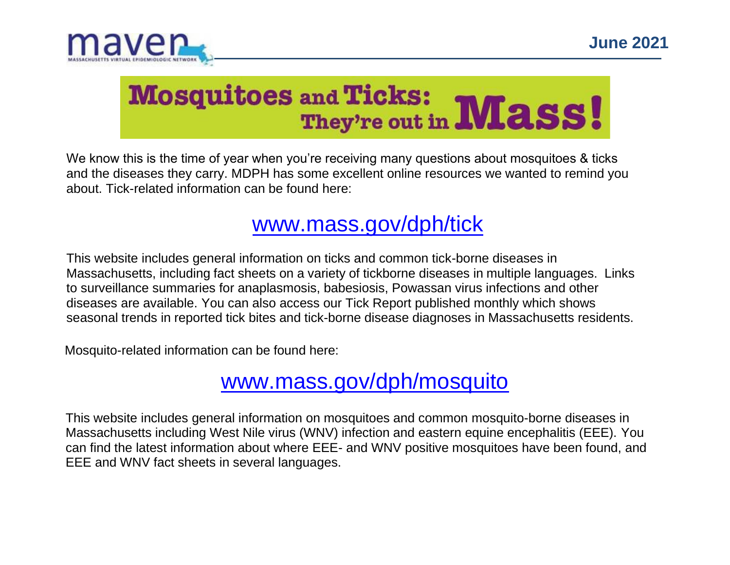# Mosquitoes and Ticks: They're out in Mass!

We know this is the time of year when you're receiving many questions about mosquitoes & ticks and the diseases they carry. MDPH has some excellent online resources we wanted to remind you about. Tick-related information can be found here:

## [www.mass.gov/dph/tick](www.mass.gov/dph/tick)

This website includes general information on ticks and common tick-borne diseases in Massachusetts, including fact sheets on a variety of tickborne diseases in multiple languages. Links to surveillance summaries for anaplasmosis, babesiosis, Powassan virus infections and other diseases are available. You can also access our Tick Report published monthly which shows seasonal trends in reported tick bites and tick-borne disease diagnoses in Massachusetts residents.

Mosquito-related information can be found here:

## [www.mass.gov/dph/mosquito](www.mass.gov/dph/mosquito)

This website includes general information on mosquitoes and common mosquito-borne diseases in Massachusetts including West Nile virus (WNV) infection and eastern equine encephalitis (EEE). You can find the latest information about where EEE- and WNV positive mosquitoes have been found, and EEE and WNV fact sheets in several languages.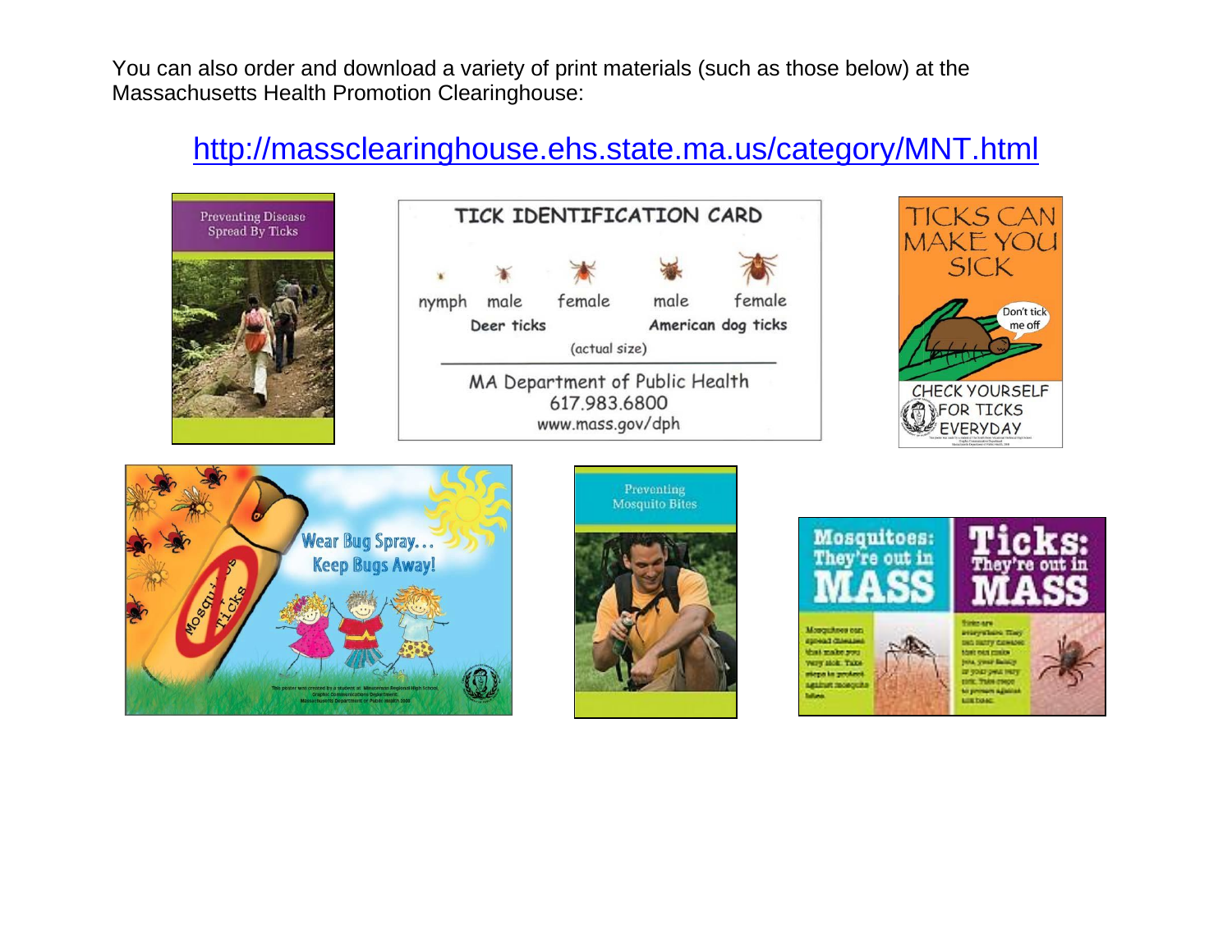You can also order and download a variety of print materials (such as those below) at the Massachusetts Health Promotion Clearinghouse:

http://massclearinghouse.ehs.state.ma.us/category/MNT.html

Preventing Disease Spread By Ticks

**TICK IDENTIFICATION CARD**

nymph male female male female

Deer ticks American dog ticks

(actual size)

MA Department of Public Health
617.983.6800
www.mass.gov/dph

TICKS CAN MAKE YOU SICK

Don't tick me off

CHECK YOURSELF FOR TICKS EVERYDAY

Wear Bug Spray... Keep Bugs Away!

Preventing Mosquito Bites

Mosquitoes: They're out in MASS

Ticks: They're out in MASS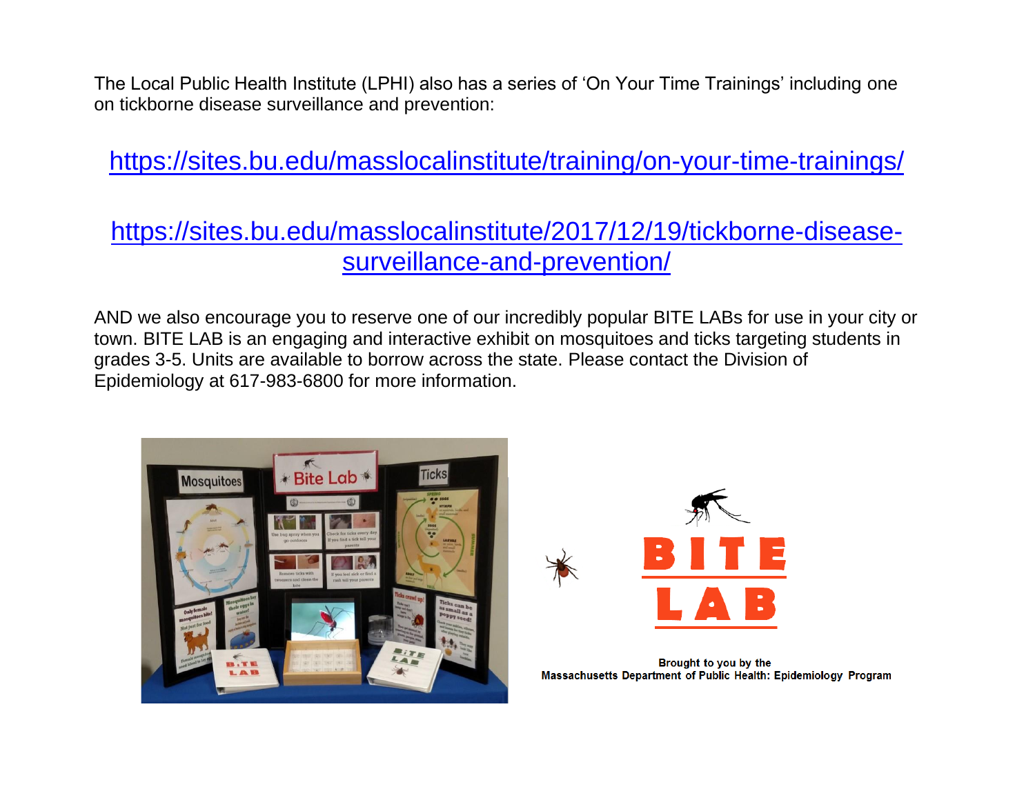The Local Public Health Institute (LPHI) also has a series of 'On Your Time Trainings' including one on tickborne disease surveillance and prevention:

https://sites.bu.edu/masslocalinstitute/training/on-your-time-trainings/

https://sites.bu.edu/masslocalinstitute/2017/12/19/tickborne-disease-surveillance-and-prevention/

AND we also encourage you to reserve one of our incredibly popular BITE LABs for use in your city or town. BITE LAB is an engaging and interactive exhibit on mosquitoes and ticks targeting students in grades 3-5. Units are available to borrow across the state. Please contact the Division of Epidemiology at 617-983-6800 for more information.

**BITE LAB**

Brought to you by the
Massachusetts Department of Public Health: Epidemiology Program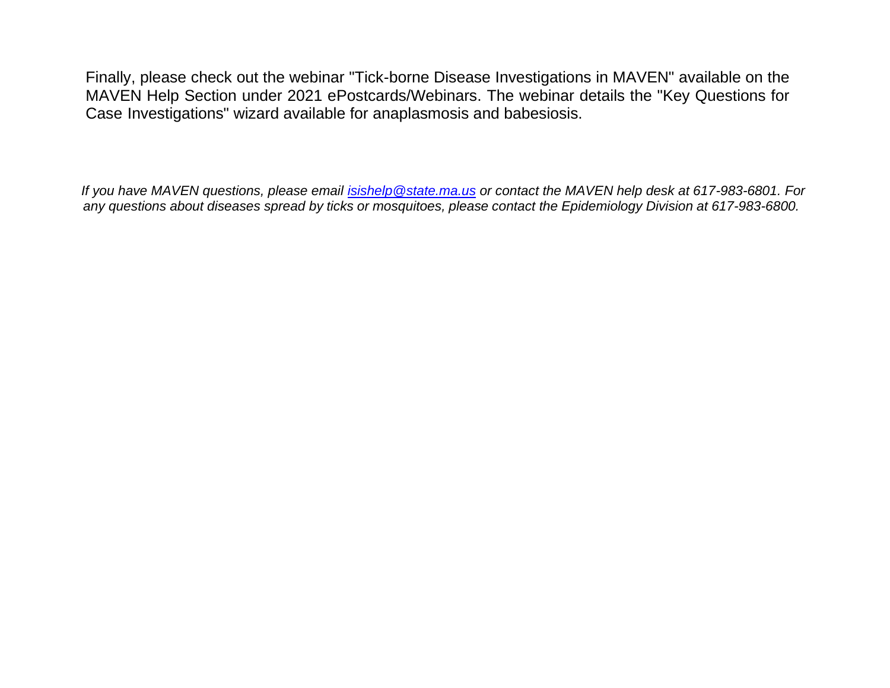Finally, please check out the webinar "Tick-borne Disease Investigations in MAVEN" available on the MAVEN Help Section under 2021 ePostcards/Webinars. The webinar details the "Key Questions for Case Investigations" wizard available for anaplasmosis and babesiosis.

*If you have MAVEN questions, please email [isishelp@state.ma.us](mailto:isishelp@state.ma.us) or contact the MAVEN help desk at 617-983-6801. For any questions about diseases spread by ticks or mosquitoes, please contact the Epidemiology Division at 617-983-6800.*